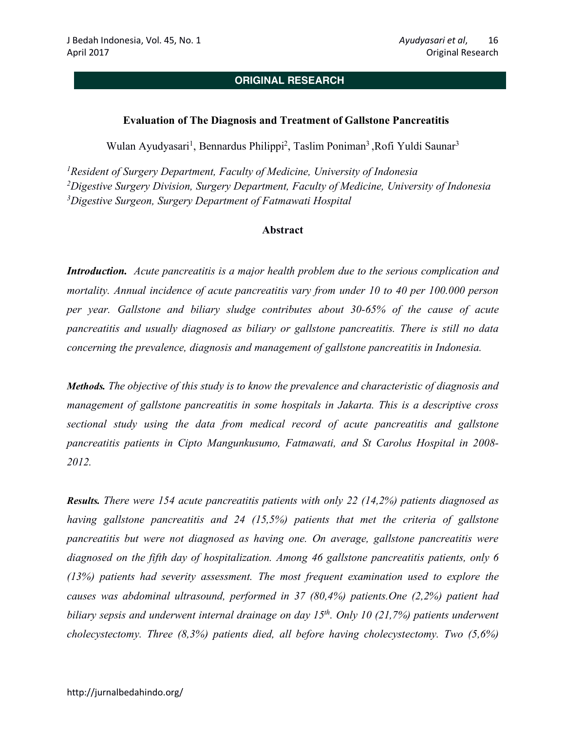**ORIGINAL RESEARCH**

# Evaluation of The Diagnosis and Treatment of Gallstone Pancreatitis

Wulan Ayudyasari[1], Bennardus Philippi[2], Taslim Poniman[3] ,Rofi Yuldi Saunar[3]

[1]*Resident of Surgery Department, Faculty of Medicine, University of Indonesia*
[2]*Digestive Surgery Division, Surgery Department, Faculty of Medicine, University of Indonesia*
[3]*Digestive Surgeon, Surgery Department of Fatmawati Hospital*

## Abstract

***Introduction.*** *Acute pancreatitis is a major health problem due to the serious complication and mortality. Annual incidence of acute pancreatitis vary from under 10 to 40 per 100.000 person per year. Gallstone and biliary sludge contributes about 30-65% of the cause of acute pancreatitis and usually diagnosed as biliary or gallstone pancreatitis. There is still no data concerning the prevalence, diagnosis and management of gallstone pancreatitis in Indonesia.*

***Methods.*** *The objective of this study is to know the prevalence and characteristic of diagnosis and management of gallstone pancreatitis in some hospitals in Jakarta. This is a descriptive cross sectional study using the data from medical record of acute pancreatitis and gallstone pancreatitis patients in Cipto Mangunkusumo, Fatmawati, and St Carolus Hospital in 2008-2012.*

***Results.*** *There were 154 acute pancreatitis patients with only 22 (14,2%) patients diagnosed as having gallstone pancreatitis and 24 (15,5%) patients that met the criteria of gallstone pancreatitis but were not diagnosed as having one. On average, gallstone pancreatitis were diagnosed on the fifth day of hospitalization. Among 46 gallstone pancreatitis patients, only 6 (13%) patients had severity assessment. The most frequent examination used to explore the causes was abdominal ultrasound, performed in 37 (80,4%) patients.One (2,2%) patient had biliary sepsis and underwent internal drainage on day 15th. Only 10 (21,7%) patients underwent cholecystectomy. Three (8,3%) patients died, all before having cholecystectomy. Two (5,6%)*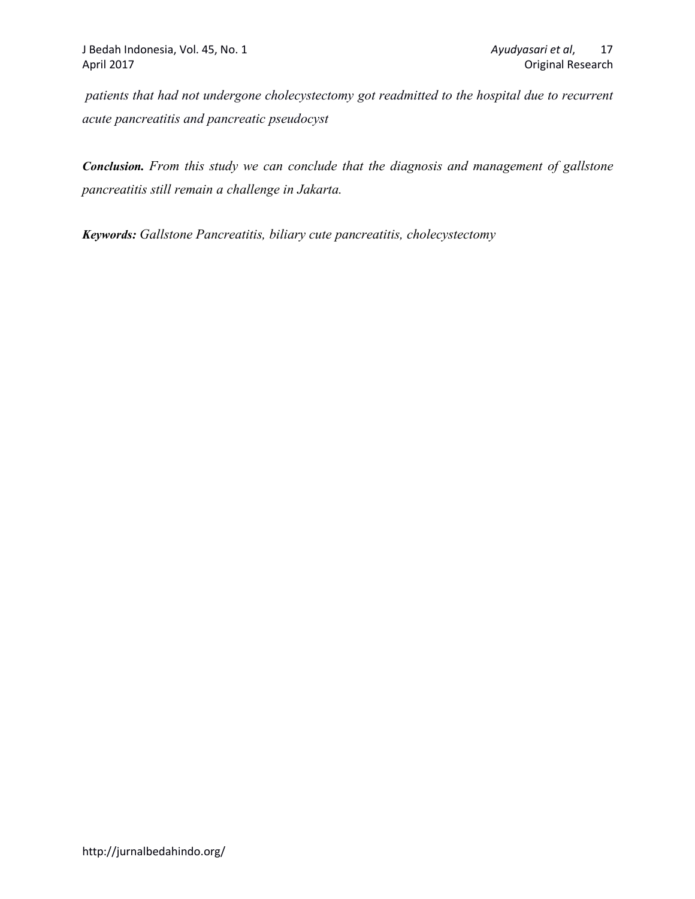*patients that had not undergone cholecystectomy got readmitted to the hospital due to recurrent acute pancreatitis and pancreatic pseudocyst*

***Conclusion.*** *From this study we can conclude that the diagnosis and management of gallstone pancreatitis still remain a challenge in Jakarta.*

***Keywords:*** *Gallstone Pancreatitis, biliary cute pancreatitis, cholecystectomy*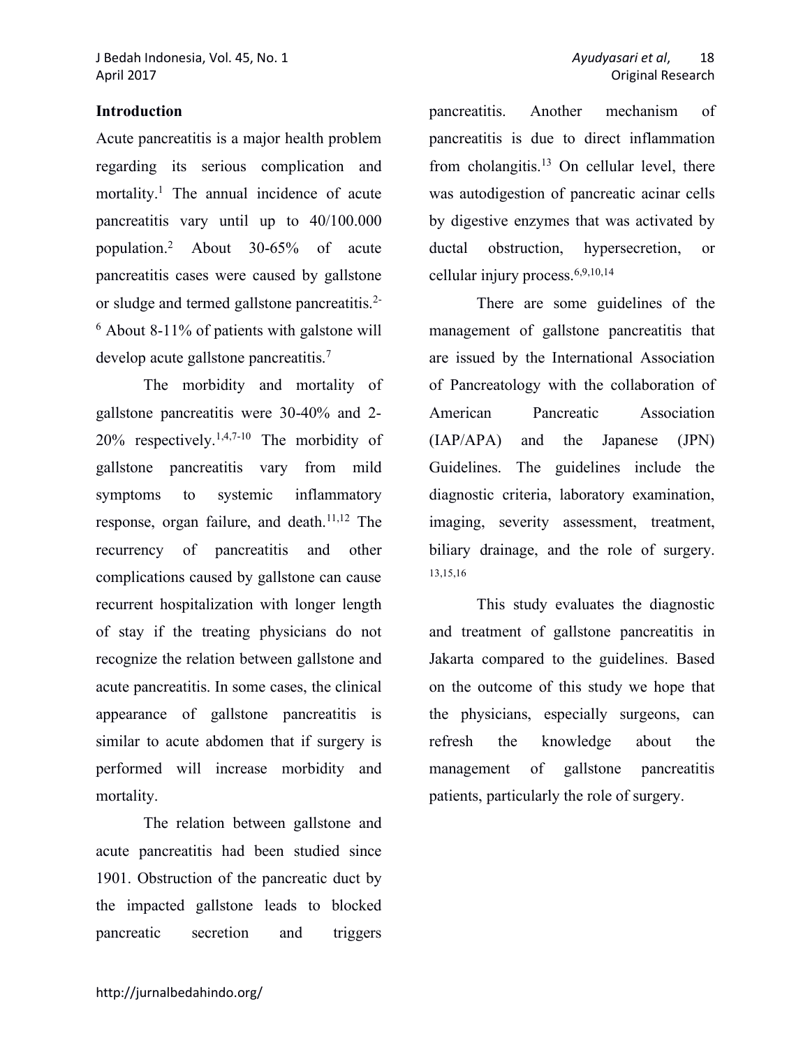## Introduction

Acute pancreatitis is a major health problem regarding its serious complication and mortality.[1] The annual incidence of acute pancreatitis vary until up to 40/100.000 population.[2] About 30-65% of acute pancreatitis cases were caused by gallstone or sludge and termed gallstone pancreatitis.[2-6] About 8-11% of patients with galstone will develop acute gallstone pancreatitis.[7]

The morbidity and mortality of gallstone pancreatitis were 30-40% and 2-20% respectively.[1,4,7-10] The morbidity of gallstone pancreatitis vary from mild symptoms to systemic inflammatory response, organ failure, and death.[11,12] The recurrency of pancreatitis and other complications caused by gallstone can cause recurrent hospitalization with longer length of stay if the treating physicians do not recognize the relation between gallstone and acute pancreatitis. In some cases, the clinical appearance of gallstone pancreatitis is similar to acute abdomen that if surgery is performed will increase morbidity and mortality.

The relation between gallstone and acute pancreatitis had been studied since 1901. Obstruction of the pancreatic duct by the impacted gallstone leads to blocked pancreatic secretion and triggers pancreatitis. Another mechanism of pancreatitis is due to direct inflammation from cholangitis.[13] On cellular level, there was autodigestion of pancreatic acinar cells by digestive enzymes that was activated by ductal obstruction, hypersecretion, or cellular injury process.[6,9,10,14]

There are some guidelines of the management of gallstone pancreatitis that are issued by the International Association of Pancreatology with the collaboration of American Pancreatic Association (IAP/APA) and the Japanese (JPN) Guidelines. The guidelines include the diagnostic criteria, laboratory examination, imaging, severity assessment, treatment, biliary drainage, and the role of surgery.[13,15,16]

This study evaluates the diagnostic and treatment of gallstone pancreatitis in Jakarta compared to the guidelines. Based on the outcome of this study we hope that the physicians, especially surgeons, can refresh the knowledge about the management of gallstone pancreatitis patients, particularly the role of surgery.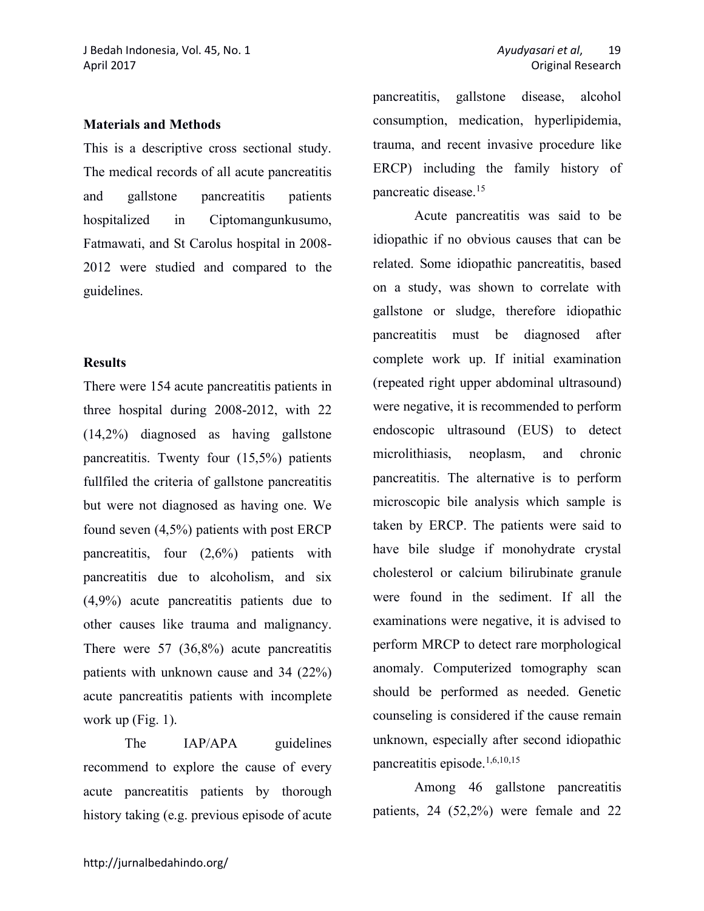## Materials and Methods

This is a descriptive cross sectional study. The medical records of all acute pancreatitis and gallstone pancreatitis patients hospitalized in Ciptomangunkusumo, Fatmawati, and St Carolus hospital in 2008-2012 were studied and compared to the guidelines.

## Results

There were 154 acute pancreatitis patients in three hospital during 2008-2012, with 22 (14,2%) diagnosed as having gallstone pancreatitis. Twenty four (15,5%) patients fullfiled the criteria of gallstone pancreatitis but were not diagnosed as having one. We found seven (4,5%) patients with post ERCP pancreatitis, four (2,6%) patients with pancreatitis due to alcoholism, and six (4,9%) acute pancreatitis patients due to other causes like trauma and malignancy. There were 57 (36,8%) acute pancreatitis patients with unknown cause and 34 (22%) acute pancreatitis patients with incomplete work up (Fig. 1).

The IAP/APA guidelines recommend to explore the cause of every acute pancreatitis patients by thorough history taking (e.g. previous episode of acute pancreatitis, gallstone disease, alcohol consumption, medication, hyperlipidemia, trauma, and recent invasive procedure like ERCP) including the family history of pancreatic disease.[15]

Acute pancreatitis was said to be idiopathic if no obvious causes that can be related. Some idiopathic pancreatitis, based on a study, was shown to correlate with gallstone or sludge, therefore idiopathic pancreatitis must be diagnosed after complete work up. If initial examination (repeated right upper abdominal ultrasound) were negative, it is recommended to perform endoscopic ultrasound (EUS) to detect microlithiasis, neoplasm, and chronic pancreatitis. The alternative is to perform microscopic bile analysis which sample is taken by ERCP. The patients were said to have bile sludge if monohydrate crystal cholesterol or calcium bilirubinate granule were found in the sediment. If all the examinations were negative, it is advised to perform MRCP to detect rare morphological anomaly. Computerized tomography scan should be performed as needed. Genetic counseling is considered if the cause remain unknown, especially after second idiopathic pancreatitis episode.[1,6,10,15]

Among 46 gallstone pancreatitis patients, 24 (52,2%) were female and 22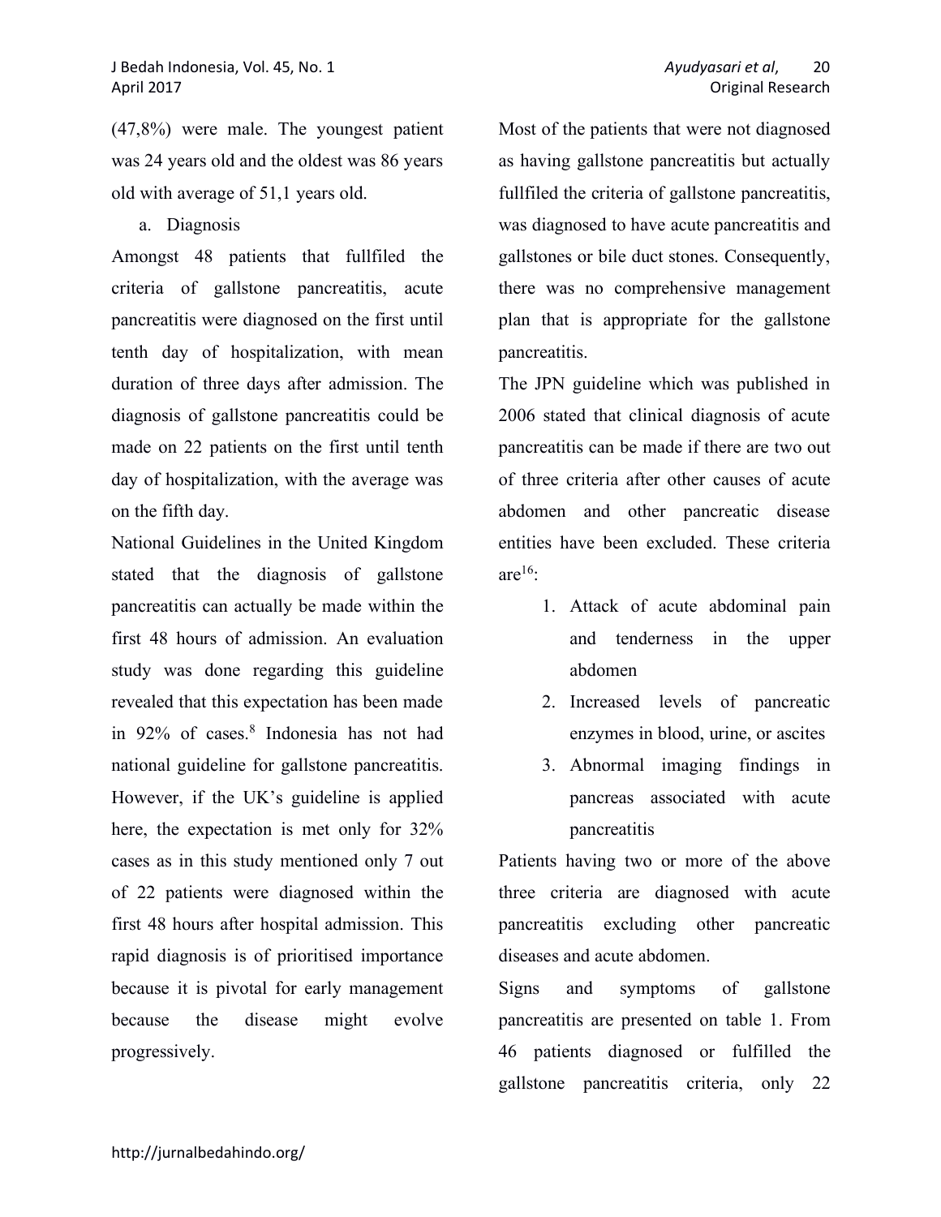(47,8%) were male. The youngest patient was 24 years old and the oldest was 86 years old with average of 51,1 years old.

a. Diagnosis

Amongst 48 patients that fullfiled the criteria of gallstone pancreatitis, acute pancreatitis were diagnosed on the first until tenth day of hospitalization, with mean duration of three days after admission. The diagnosis of gallstone pancreatitis could be made on 22 patients on the first until tenth day of hospitalization, with the average was on the fifth day.

National Guidelines in the United Kingdom stated that the diagnosis of gallstone pancreatitis can actually be made within the first 48 hours of admission. An evaluation study was done regarding this guideline revealed that this expectation has been made in 92% of cases.[8] Indonesia has not had national guideline for gallstone pancreatitis. However, if the UK's guideline is applied here, the expectation is met only for 32% cases as in this study mentioned only 7 out of 22 patients were diagnosed within the first 48 hours after hospital admission. This rapid diagnosis is of prioritised importance because it is pivotal for early management because the disease might evolve progressively.

Most of the patients that were not diagnosed as having gallstone pancreatitis but actually fullfiled the criteria of gallstone pancreatitis, was diagnosed to have acute pancreatitis and gallstones or bile duct stones. Consequently, there was no comprehensive management plan that is appropriate for the gallstone pancreatitis.

The JPN guideline which was published in 2006 stated that clinical diagnosis of acute pancreatitis can be made if there are two out of three criteria after other causes of acute abdomen and other pancreatic disease entities have been excluded. These criteria are[16]:

1. Attack of acute abdominal pain and tenderness in the upper abdomen
2. Increased levels of pancreatic enzymes in blood, urine, or ascites
3. Abnormal imaging findings in pancreas associated with acute pancreatitis

Patients having two or more of the above three criteria are diagnosed with acute pancreatitis excluding other pancreatic diseases and acute abdomen.

Signs and symptoms of gallstone pancreatitis are presented on table 1. From 46 patients diagnosed or fulfilled the gallstone pancreatitis criteria, only 22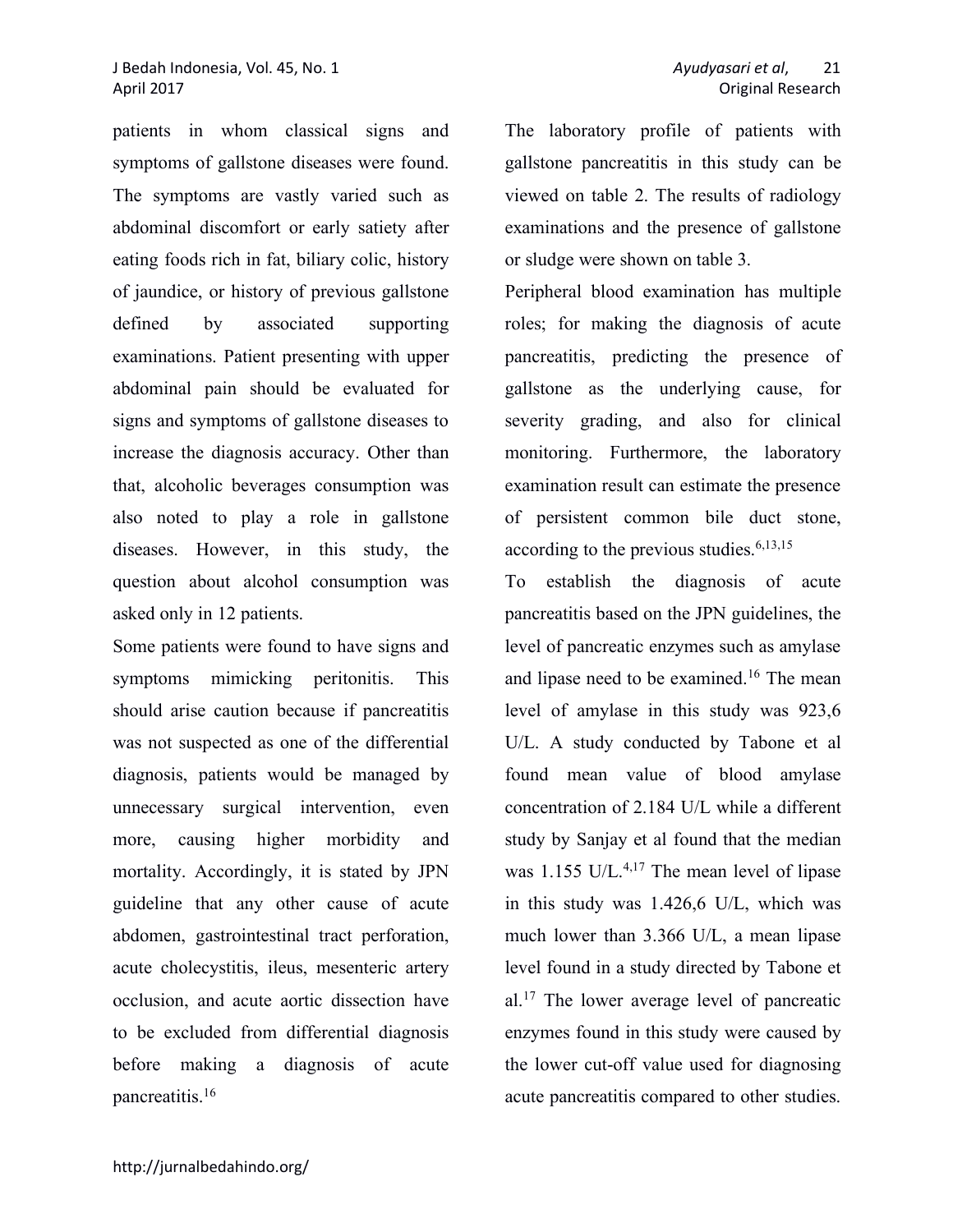patients in whom classical signs and symptoms of gallstone diseases were found. The symptoms are vastly varied such as abdominal discomfort or early satiety after eating foods rich in fat, biliary colic, history of jaundice, or history of previous gallstone defined by associated supporting examinations. Patient presenting with upper abdominal pain should be evaluated for signs and symptoms of gallstone diseases to increase the diagnosis accuracy. Other than that, alcoholic beverages consumption was also noted to play a role in gallstone diseases. However, in this study, the question about alcohol consumption was asked only in 12 patients.

Some patients were found to have signs and symptoms mimicking peritonitis. This should arise caution because if pancreatitis was not suspected as one of the differential diagnosis, patients would be managed by unnecessary surgical intervention, even more, causing higher morbidity and mortality. Accordingly, it is stated by JPN guideline that any other cause of acute abdomen, gastrointestinal tract perforation, acute cholecystitis, ileus, mesenteric artery occlusion, and acute aortic dissection have to be excluded from differential diagnosis before making a diagnosis of acute pancreatitis.[16]

The laboratory profile of patients with gallstone pancreatitis in this study can be viewed on table 2. The results of radiology examinations and the presence of gallstone or sludge were shown on table 3.

Peripheral blood examination has multiple roles; for making the diagnosis of acute pancreatitis, predicting the presence of gallstone as the underlying cause, for severity grading, and also for clinical monitoring. Furthermore, the laboratory examination result can estimate the presence of persistent common bile duct stone, according to the previous studies.[6,13,15]

To establish the diagnosis of acute pancreatitis based on the JPN guidelines, the level of pancreatic enzymes such as amylase and lipase need to be examined.[16] The mean level of amylase in this study was 923,6 U/L. A study conducted by Tabone et al found mean value of blood amylase concentration of 2.184 U/L while a different study by Sanjay et al found that the median was 1.155 U/L.[4,17] The mean level of lipase in this study was 1.426,6 U/L, which was much lower than 3.366 U/L, a mean lipase level found in a study directed by Tabone et al.[17] The lower average level of pancreatic enzymes found in this study were caused by the lower cut-off value used for diagnosing acute pancreatitis compared to other studies.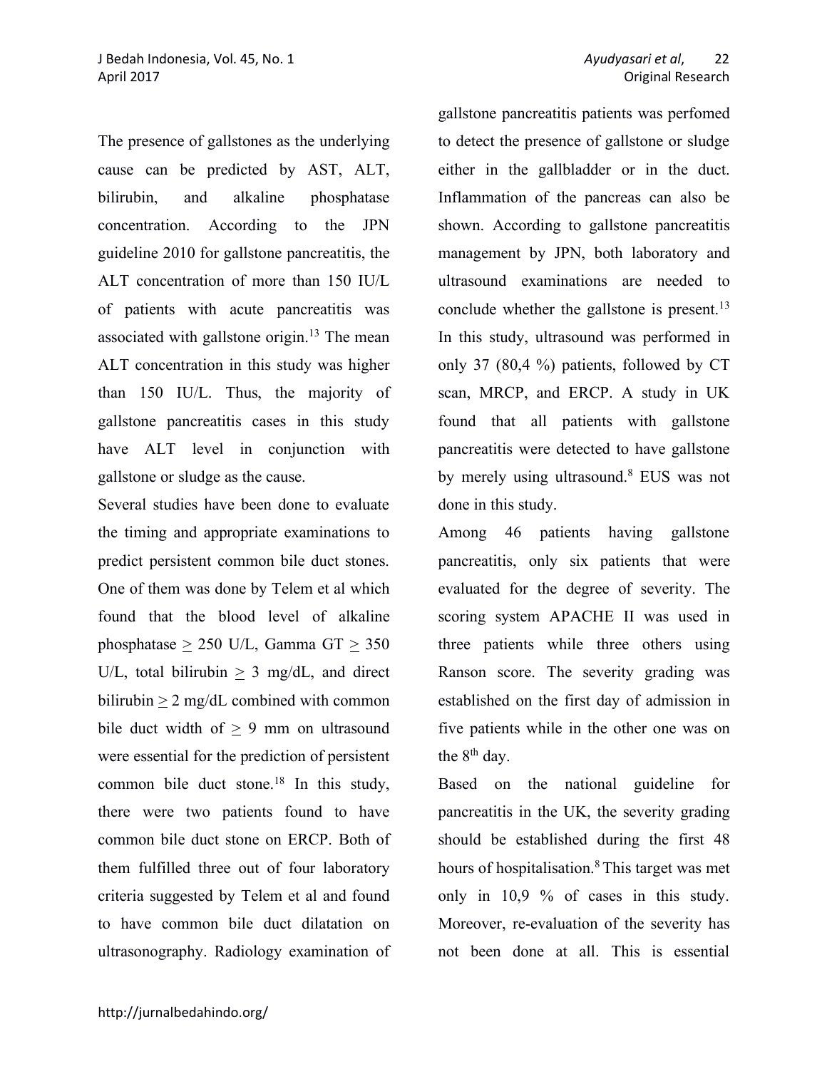The presence of gallstones as the underlying cause can be predicted by AST, ALT, bilirubin, and alkaline phosphatase concentration. According to the JPN guideline 2010 for gallstone pancreatitis, the ALT concentration of more than 150 IU/L of patients with acute pancreatitis was associated with gallstone origin.[13] The mean ALT concentration in this study was higher than 150 IU/L. Thus, the majority of gallstone pancreatitis cases in this study have ALT level in conjunction with gallstone or sludge as the cause.

Several studies have been done to evaluate the timing and appropriate examinations to predict persistent common bile duct stones. One of them was done by Telem et al which found that the blood level of alkaline phosphatase $\geq$ 250 U/L, Gamma GT $\geq$ 350 U/L, total bilirubin $\geq$ 3 mg/dL, and direct bilirubin $\geq$ 2 mg/dL combined with common bile duct width of $\geq$ 9 mm on ultrasound were essential for the prediction of persistent common bile duct stone.[18] In this study, there were two patients found to have common bile duct stone on ERCP. Both of them fulfilled three out of four laboratory criteria suggested by Telem et al and found to have common bile duct dilatation on ultrasonography. Radiology examination of gallstone pancreatitis patients was perfomed to detect the presence of gallstone or sludge either in the gallbladder or in the duct. Inflammation of the pancreas can also be shown. According to gallstone pancreatitis management by JPN, both laboratory and ultrasound examinations are needed to conclude whether the gallstone is present.[13] In this study, ultrasound was performed in only 37 (80,4 %) patients, followed by CT scan, MRCP, and ERCP. A study in UK found that all patients with gallstone pancreatitis were detected to have gallstone by merely using ultrasound.[8] EUS was not done in this study.

Among 46 patients having gallstone pancreatitis, only six patients that were evaluated for the degree of severity. The scoring system APACHE II was used in three patients while three others using Ranson score. The severity grading was established on the first day of admission in five patients while in the other one was on the 8th day.

Based on the national guideline for pancreatitis in the UK, the severity grading should be established during the first 48 hours of hospitalisation.[8] This target was met only in 10,9 % of cases in this study. Moreover, re-evaluation of the severity has not been done at all. This is essential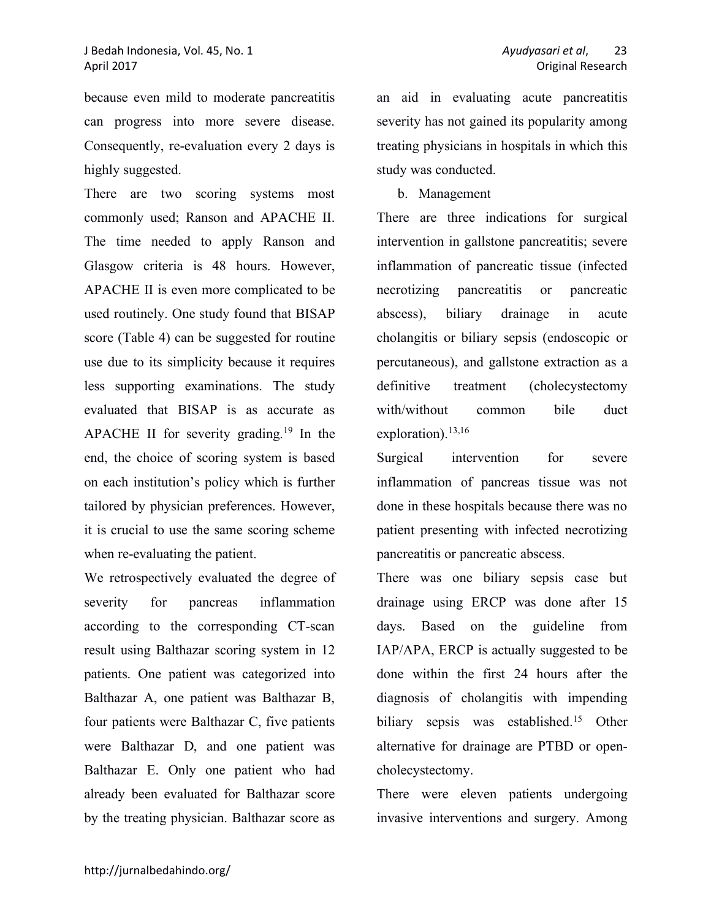because even mild to moderate pancreatitis can progress into more severe disease. Consequently, re-evaluation every 2 days is highly suggested.

There are two scoring systems most commonly used; Ranson and APACHE II. The time needed to apply Ranson and Glasgow criteria is 48 hours. However, APACHE II is even more complicated to be used routinely. One study found that BISAP score (Table 4) can be suggested for routine use due to its simplicity because it requires less supporting examinations. The study evaluated that BISAP is as accurate as APACHE II for severity grading.[19] In the end, the choice of scoring system is based on each institution's policy which is further tailored by physician preferences. However, it is crucial to use the same scoring scheme when re-evaluating the patient.

We retrospectively evaluated the degree of severity for pancreas inflammation according to the corresponding CT-scan result using Balthazar scoring system in 12 patients. One patient was categorized into Balthazar A, one patient was Balthazar B, four patients were Balthazar C, five patients were Balthazar D, and one patient was Balthazar E. Only one patient who had already been evaluated for Balthazar score by the treating physician. Balthazar score as an aid in evaluating acute pancreatitis severity has not gained its popularity among treating physicians in hospitals in which this study was conducted.

b. Management

There are three indications for surgical intervention in gallstone pancreatitis; severe inflammation of pancreatic tissue (infected necrotizing pancreatitis or pancreatic abscess), biliary drainage in acute cholangitis or biliary sepsis (endoscopic or percutaneous), and gallstone extraction as a definitive treatment (cholecystectomy with/without common bile duct exploration).[13,16]

Surgical intervention for severe inflammation of pancreas tissue was not done in these hospitals because there was no patient presenting with infected necrotizing pancreatitis or pancreatic abscess.

There was one biliary sepsis case but drainage using ERCP was done after 15 days. Based on the guideline from IAP/APA, ERCP is actually suggested to be done within the first 24 hours after the diagnosis of cholangitis with impending biliary sepsis was established.[15] Other alternative for drainage are PTBD or open-cholecystectomy.

There were eleven patients undergoing invasive interventions and surgery. Among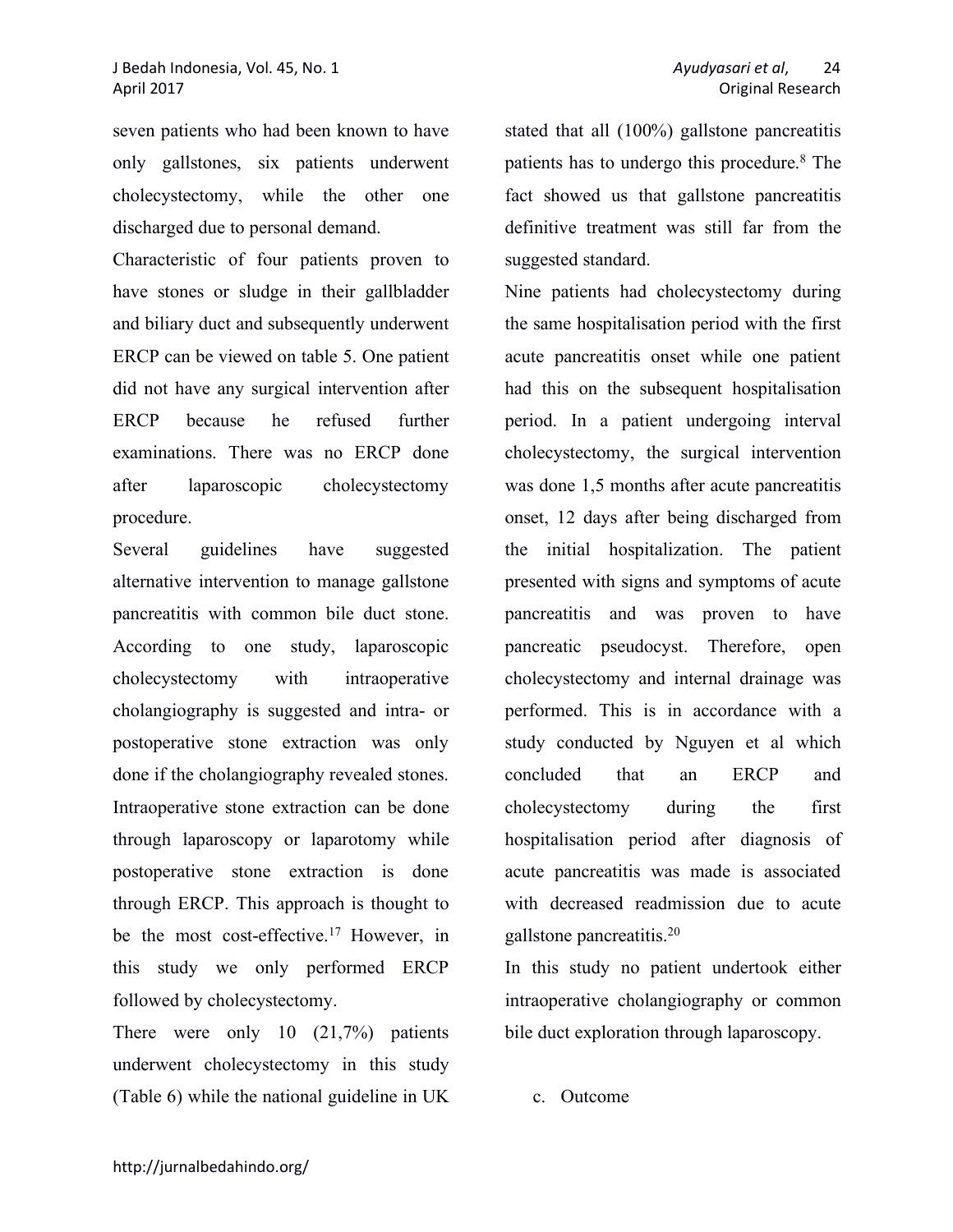seven patients who had been known to have only gallstones, six patients underwent cholecystectomy, while the other one discharged due to personal demand.

Characteristic of four patients proven to have stones or sludge in their gallbladder and biliary duct and subsequently underwent ERCP can be viewed on table 5. One patient did not have any surgical intervention after ERCP because he refused further examinations. There was no ERCP done after laparoscopic cholecystectomy procedure.

Several guidelines have suggested alternative intervention to manage gallstone pancreatitis with common bile duct stone. According to one study, laparoscopic cholecystectomy with intraoperative cholangiography is suggested and intra- or postoperative stone extraction was only done if the cholangiography revealed stones. Intraoperative stone extraction can be done through laparoscopy or laparotomy while postoperative stone extraction is done through ERCP. This approach is thought to be the most cost-effective.[17] However, in this study we only performed ERCP followed by cholecystectomy.

There were only 10 (21,7%) patients underwent cholecystectomy in this study (Table 6) while the national guideline in UK stated that all (100%) gallstone pancreatitis patients has to undergo this procedure.[8] The fact showed us that gallstone pancreatitis definitive treatment was still far from the suggested standard.

Nine patients had cholecystectomy during the same hospitalisation period with the first acute pancreatitis onset while one patient had this on the subsequent hospitalisation period. In a patient undergoing interval cholecystectomy, the surgical intervention was done 1,5 months after acute pancreatitis onset, 12 days after being discharged from the initial hospitalization. The patient presented with signs and symptoms of acute pancreatitis and was proven to have pancreatic pseudocyst. Therefore, open cholecystectomy and internal drainage was performed. This is in accordance with a study conducted by Nguyen et al which concluded that an ERCP and cholecystectomy during the first hospitalisation period after diagnosis of acute pancreatitis was made is associated with decreased readmission due to acute gallstone pancreatitis.[20]

In this study no patient undertook either intraoperative cholangiography or common bile duct exploration through laparoscopy.

c. Outcome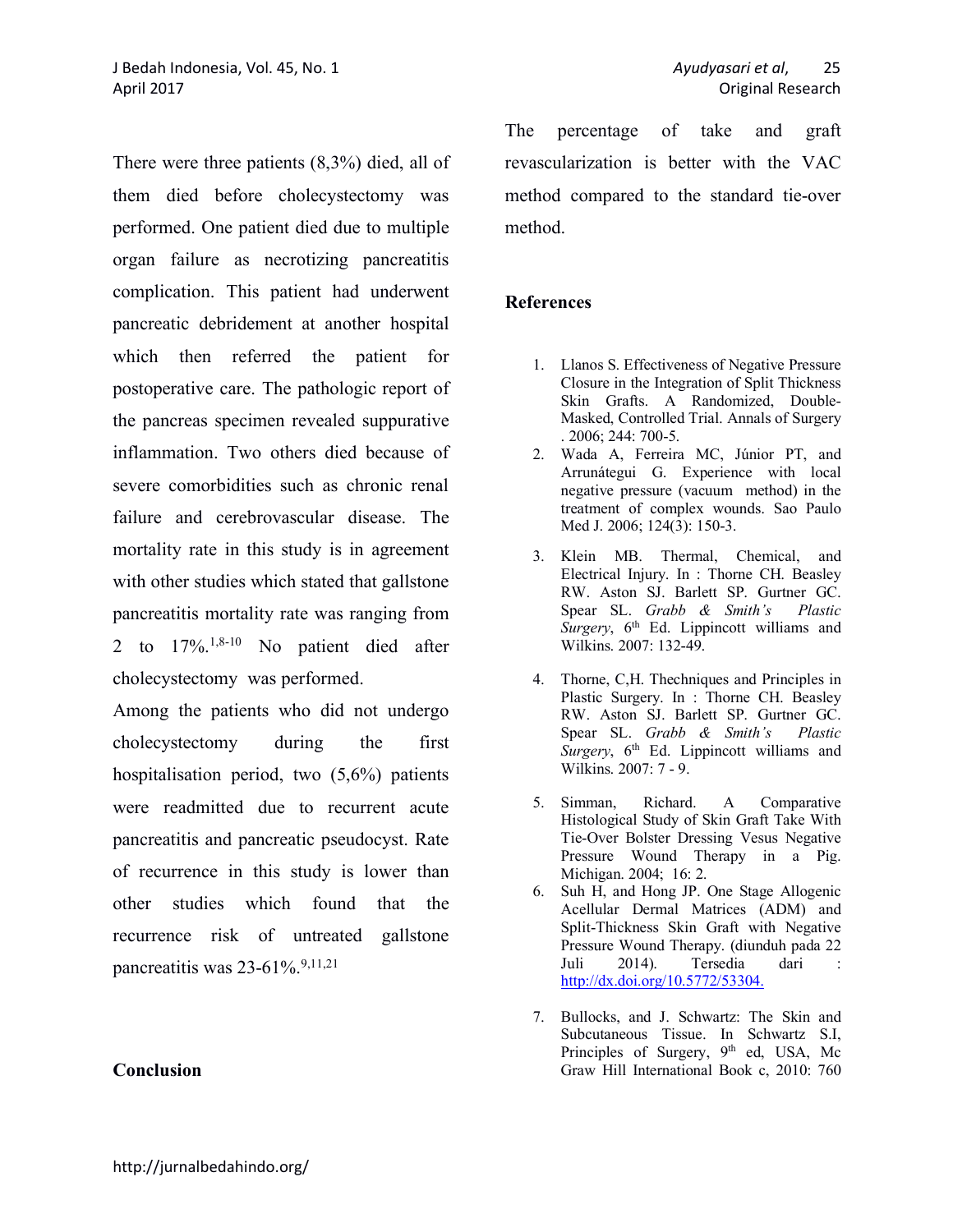There were three patients (8,3%) died, all of them died before cholecystectomy was performed. One patient died due to multiple organ failure as necrotizing pancreatitis complication. This patient had underwent pancreatic debridement at another hospital which then referred the patient for postoperative care. The pathologic report of the pancreas specimen revealed suppurative inflammation. Two others died because of severe comorbidities such as chronic renal failure and cerebrovascular disease. The mortality rate in this study is in agreement with other studies which stated that gallstone pancreatitis mortality rate was ranging from 2 to 17%.[1,8-10] No patient died after cholecystectomy was performed.

Among the patients who did not undergo cholecystectomy during the first hospitalisation period, two (5,6%) patients were readmitted due to recurrent acute pancreatitis and pancreatic pseudocyst. Rate of recurrence in this study is lower than other studies which found that the recurrence risk of untreated gallstone pancreatitis was 23-61%.[9,11,21]

## Conclusion

The percentage of take and graft revascularization is better with the VAC method compared to the standard tie-over method.

## References

1. Llanos S. Effectiveness of Negative Pressure Closure in the Integration of Split Thickness Skin Grafts. A Randomized, Double-Masked, Controlled Trial. Annals of Surgery . 2006; 244: 700-5.
2. Wada A, Ferreira MC, Júnior PT, and Arrunátegui G. Experience with local negative pressure (vacuum method) in the treatment of complex wounds. Sao Paulo Med J. 2006; 124(3): 150-3.
3. Klein MB. Thermal, Chemical, and Electrical Injury. In : Thorne CH. Beasley RW. Aston SJ. Barlett SP. Gurtner GC. Spear SL. *Grabb & Smith's Plastic Surgery*, 6th Ed. Lippincott williams and Wilkins. 2007: 132-49.
4. Thorne, C,H. Thechniques and Principles in Plastic Surgery. In : Thorne CH. Beasley RW. Aston SJ. Barlett SP. Gurtner GC. Spear SL. *Grabb & Smith's Plastic Surgery*, 6th Ed. Lippincott williams and Wilkins. 2007: 7 - 9.
5. Simman, Richard. A Comparative Histological Study of Skin Graft Take With Tie-Over Bolster Dressing Vesus Negative Pressure Wound Therapy in a Pig. Michigan. 2004; 16: 2.
6. Suh H, and Hong JP. One Stage Allogenic Acellular Dermal Matrices (ADM) and Split-Thickness Skin Graft with Negative Pressure Wound Therapy. (diunduh pada 22 Juli 2014). Tersedia dari : http://dx.doi.org/10.5772/53304.
7. Bullocks, and J. Schwartz: The Skin and Subcutaneous Tissue. In Schwartz S.I, Principles of Surgery, 9th ed, USA, Mc Graw Hill International Book c, 2010: 760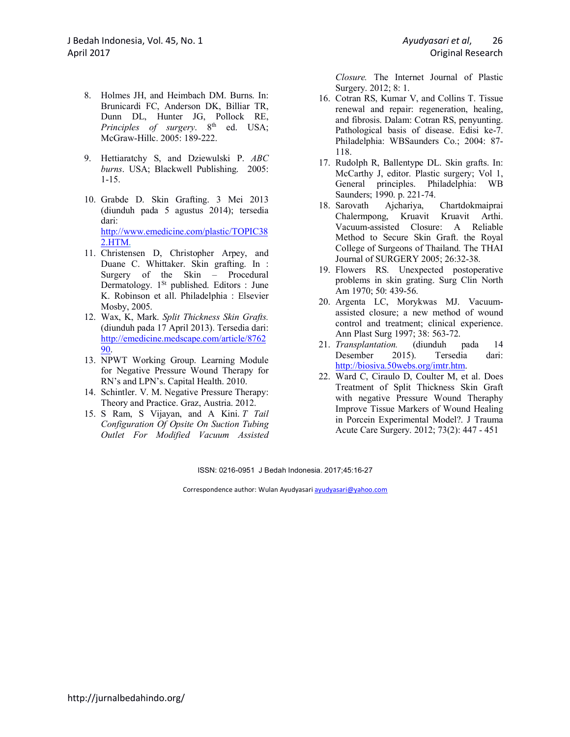8. Holmes JH, and Heimbach DM. Burns. In: Brunicardi FC, Anderson DK, Billiar TR, Dunn DL, Hunter JG, Pollock RE, *Principles of surgery*. 8th ed. USA; McGraw-Hillc. 2005: 189-222.

9. Hettiaratchy S, and Dziewulski P. *ABC burns*. USA; Blackwell Publishing. 2005: 1-15.

10. Grabde D. Skin Grafting. 3 Mei 2013 (diunduh pada 5 agustus 2014); tersedia dari: http://www.emedicine.com/plastic/TOPIC382.HTM.
11. Christensen D, Christopher Arpey, and Duane C. Whittaker. Skin grafting. In : Surgery of the Skin – Procedural Dermatology. 1St published. Editors : June K. Robinson et all. Philadelphia : Elsevier Mosby, 2005.
12. Wax, K, Mark. *Split Thickness Skin Grafts.* (diunduh pada 17 April 2013). Tersedia dari: http://emedicine.medscape.com/article/876290.
13. NPWT Working Group. Learning Module for Negative Pressure Wound Therapy for RN's and LPN's. Capital Health. 2010.
14. Schintler. V. M. Negative Pressure Therapy: Theory and Practice. Graz, Austria. 2012.
15. S Ram, S Vijayan, and A Kini. *T Tail Configuration Of Opsite On Suction Tubing Outlet For Modified Vacuum Assisted Closure.* The Internet Journal of Plastic Surgery. 2012; 8: 1.
16. Cotran RS, Kumar V, and Collins T. Tissue renewal and repair: regeneration, healing, and fibrosis. Dalam: Cotran RS, penyunting. Pathological basis of disease. Edisi ke-7. Philadelphia: WBSaunders Co.; 2004: 87-118.
17. Rudolph R, Ballentype DL. Skin grafts. In: McCarthy J, editor. Plastic surgery; Vol 1, General principles. Philadelphia: WB Saunders; 1990. p. 221-74.
18. Sarovath Ajchariya, Chartdokmaiprai Chalermpong, Kruavit Kruavit Arthi. Vacuum-assisted Closure: A Reliable Method to Secure Skin Graft. the Royal College of Surgeons of Thailand. The THAI Journal of SURGERY 2005; 26:32-38.
19. Flowers RS. Unexpected postoperative problems in skin grating. Surg Clin North Am 1970; 50: 439-56.
20. Argenta LC, Morykwas MJ. Vacuum-assisted closure; a new method of wound control and treatment; clinical experience. Ann Plast Surg 1997; 38: 563-72.
21. *Transplantation.* (diunduh pada 14 Desember 2015). Tersedia dari: http://biosiva.50webs.org/imtr.htm.
22. Ward C, Ciraulo D, Coulter M, et al. Does Treatment of Split Thickness Skin Graft with negative Pressure Wound Theraphy Improve Tissue Markers of Wound Healing in Porcein Experimental Model?. J Trauma Acute Care Surgery. 2012; 73(2): 447 - 451

Correspondence author: Wulan Ayudyasari ayudyasari@yahoo.com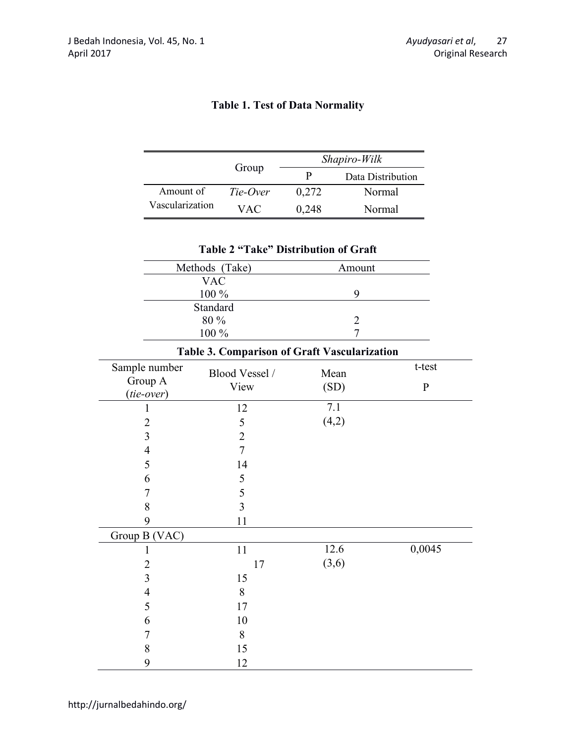**Table 1. Test of Data Normality**

| | Group | Shapiro-Wilk | |
|---|---|---|---|
| | | P | Data Distribution |
| Amount of Vascularization | *Tie-Over* | 0,272 | Normal |
| | VAC | 0,248 | Normal |

**Table 2 "Take" Distribution of Graft**

| Methods (Take) | Amount |
|---|---|
| VAC | |
| 100 % | 9 |
| Standard | |
| 80 % | 2 |
| 100 % | 7 |

**Table 3. Comparison of Graft Vascularization**

| Sample number Group A (*tie-over*) | Blood Vessel / View | Mean (SD) | t-test P |
|---|---|---|---|
| 1 | 12 | 7.1 | |
| 2 | 5 | (4,2) | |
| 3 | 2 | | |
| 4 | 7 | | |
| 5 | 14 | | |
| 6 | 5 | | |
| 7 | 5 | | |
| 8 | 3 | | |
| 9 | 11 | | |
| Group B (VAC) | | | |
| 1 | 11 | 12.6 | 0,0045 |
| 2 | 17 | (3,6) | |
| 3 | 15 | | |
| 4 | 8 | | |
| 5 | 17 | | |
| 6 | 10 | | |
| 7 | 8 | | |
| 8 | 15 | | |
| 9 | 12 | | |